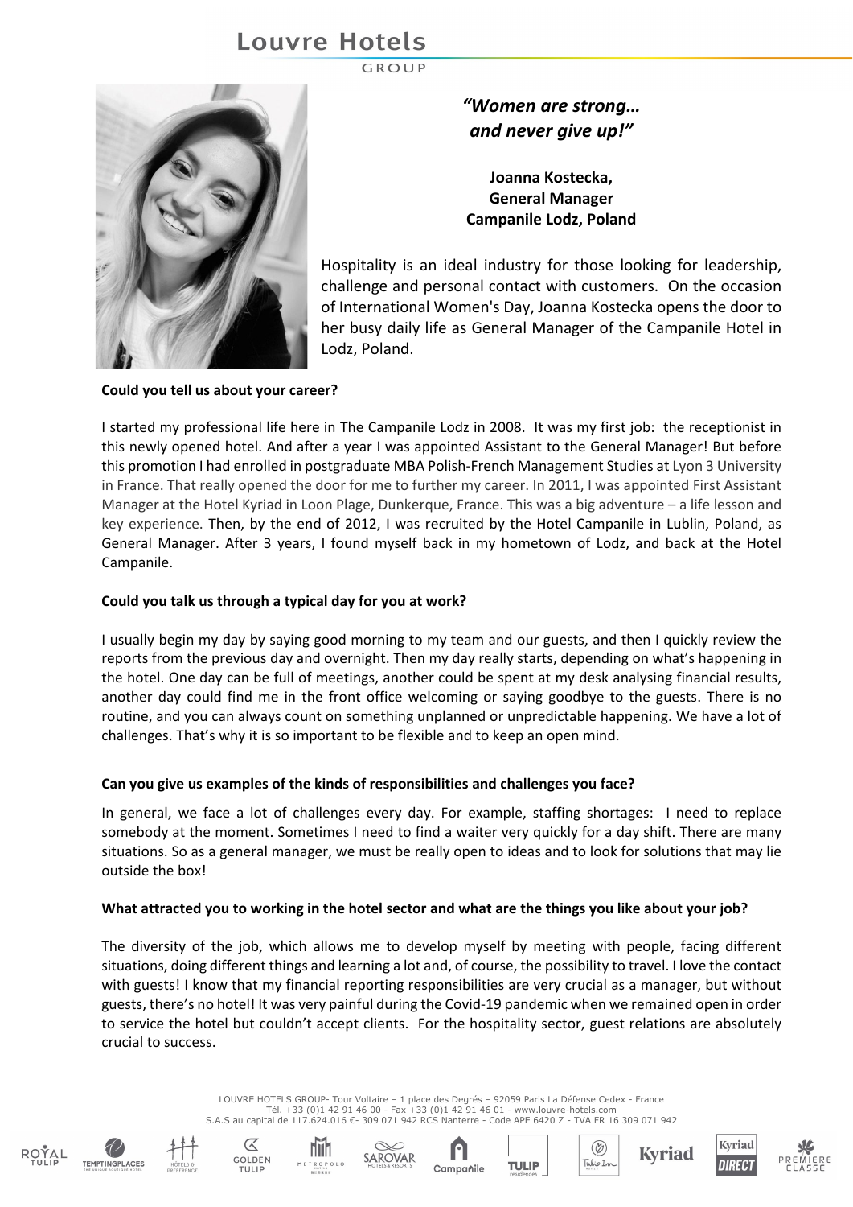*"Women are strong… and never give up!"*

**Joanna Kostecka,**
**General Manager**
**Campanile Lodz, Poland**

Hospitality is an ideal industry for those looking for leadership, challenge and personal contact with customers. On the occasion of International Women's Day, Joanna Kostecka opens the door to her busy daily life as General Manager of the Campanile Hotel in Lodz, Poland.

**Could you tell us about your career?**

I started my professional life here in The Campanile Lodz in 2008. It was my first job: the receptionist in this newly opened hotel. And after a year I was appointed Assistant to the General Manager! But before this promotion I had enrolled in postgraduate MBA Polish-French Management Studies at Lyon 3 University in France. That really opened the door for me to further my career. In 2011, I was appointed First Assistant Manager at the Hotel Kyriad in Loon Plage, Dunkerque, France. This was a big adventure – a life lesson and key experience. Then, by the end of 2012, I was recruited by the Hotel Campanile in Lublin, Poland, as General Manager. After 3 years, I found myself back in my hometown of Lodz, and back at the Hotel Campanile.

**Could you talk us through a typical day for you at work?**

I usually begin my day by saying good morning to my team and our guests, and then I quickly review the reports from the previous day and overnight. Then my day really starts, depending on what's happening in the hotel. One day can be full of meetings, another could be spent at my desk analysing financial results, another day could find me in the front office welcoming or saying goodbye to the guests. There is no routine, and you can always count on something unplanned or unpredictable happening. We have a lot of challenges. That's why it is so important to be flexible and to keep an open mind.

**Can you give us examples of the kinds of responsibilities and challenges you face?**

In general, we face a lot of challenges every day. For example, staffing shortages: I need to replace somebody at the moment. Sometimes I need to find a waiter very quickly for a day shift. There are many situations. So as a general manager, we must be really open to ideas and to look for solutions that may lie outside the box!

**What attracted you to working in the hotel sector and what are the things you like about your job?**

The diversity of the job, which allows me to develop myself by meeting with people, facing different situations, doing different things and learning a lot and, of course, the possibility to travel. I love the contact with guests! I know that my financial reporting responsibilities are very crucial as a manager, but without guests, there's no hotel! It was very painful during the Covid-19 pandemic when we remained open in order to service the hotel but couldn't accept clients. For the hospitality sector, guest relations are absolutely crucial to success.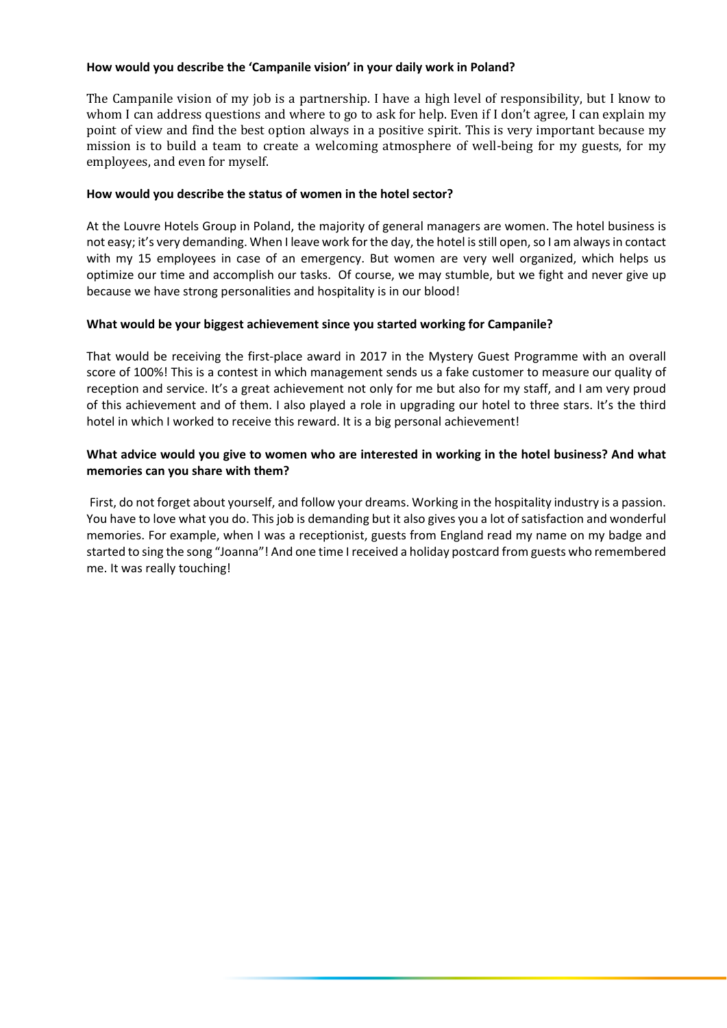**How would you describe the 'Campanile vision' in your daily work in Poland?**

The Campanile vision of my job is a partnership. I have a high level of responsibility, but I know to whom I can address questions and where to go to ask for help. Even if I don't agree, I can explain my point of view and find the best option always in a positive spirit. This is very important because my mission is to build a team to create a welcoming atmosphere of well-being for my guests, for my employees, and even for myself.

**How would you describe the status of women in the hotel sector?**

At the Louvre Hotels Group in Poland, the majority of general managers are women. The hotel business is not easy; it's very demanding. When I leave work for the day, the hotel is still open, so I am always in contact with my 15 employees in case of an emergency. But women are very well organized, which helps us optimize our time and accomplish our tasks. Of course, we may stumble, but we fight and never give up because we have strong personalities and hospitality is in our blood!

**What would be your biggest achievement since you started working for Campanile?**

That would be receiving the first-place award in 2017 in the Mystery Guest Programme with an overall score of 100%! This is a contest in which management sends us a fake customer to measure our quality of reception and service. It's a great achievement not only for me but also for my staff, and I am very proud of this achievement and of them. I also played a role in upgrading our hotel to three stars. It's the third hotel in which I worked to receive this reward. It is a big personal achievement!

**What advice would you give to women who are interested in working in the hotel business? And what memories can you share with them?**

First, do not forget about yourself, and follow your dreams. Working in the hospitality industry is a passion. You have to love what you do. This job is demanding but it also gives you a lot of satisfaction and wonderful memories. For example, when I was a receptionist, guests from England read my name on my badge and started to sing the song "Joanna"! And one time I received a holiday postcard from guests who remembered me. It was really touching!